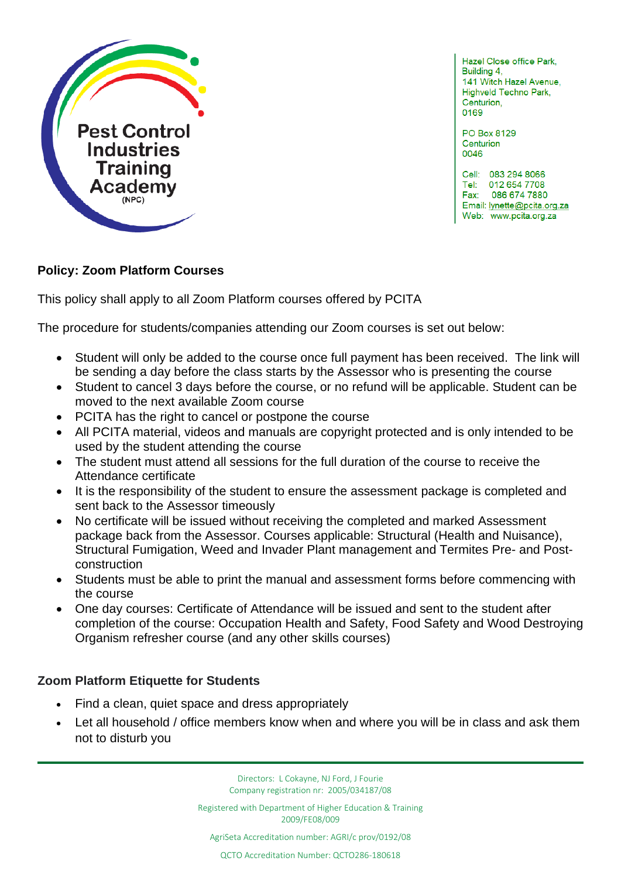Pest Control Industries Training Academy (NPC)

Hazel Close office Park,
Building 4,
141 Witch Hazel Avenue,
Highveld Techno Park,
Centurion,
0169

PO Box 8129
Centurion
0046

Cell: 083 294 8066
Tel: 012 654 7708
Fax: 086 674 7880
Email: lynette@pcita.org.za
Web: www.pcita.org.za

**Policy: Zoom Platform Courses**

This policy shall apply to all Zoom Platform courses offered by PCITA

The procedure for students/companies attending our Zoom courses is set out below:

- Student will only be added to the course once full payment has been received. The link will be sending a day before the class starts by the Assessor who is presenting the course
- Student to cancel 3 days before the course, or no refund will be applicable. Student can be moved to the next available Zoom course
- PCITA has the right to cancel or postpone the course
- All PCITA material, videos and manuals are copyright protected and is only intended to be used by the student attending the course
- The student must attend all sessions for the full duration of the course to receive the Attendance certificate
- It is the responsibility of the student to ensure the assessment package is completed and sent back to the Assessor timeously
- No certificate will be issued without receiving the completed and marked Assessment package back from the Assessor. Courses applicable: Structural (Health and Nuisance), Structural Fumigation, Weed and Invader Plant management and Termites Pre- and Post-construction
- Students must be able to print the manual and assessment forms before commencing with the course
- One day courses: Certificate of Attendance will be issued and sent to the student after completion of the course: Occupation Health and Safety, Food Safety and Wood Destroying Organism refresher course (and any other skills courses)

**Zoom Platform Etiquette for Students**

- Find a clean, quiet space and dress appropriately
- Let all household / office members know when and where you will be in class and ask them not to disturb you

Directors: L Cokayne, NJ Ford, J Fourie
Company registration nr: 2005/034187/08

Registered with Department of Higher Education & Training
2009/FE08/009

AgriSeta Accreditation number: AGRI/c prov/0192/08

QCTO Accreditation Number: QCTO286-180618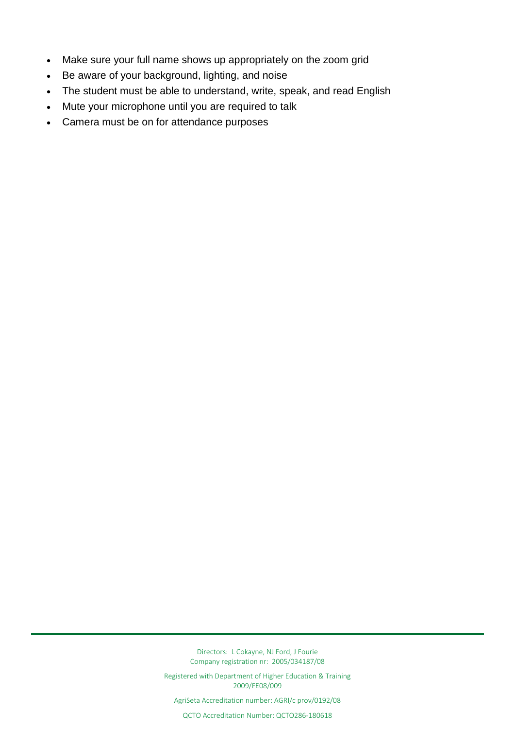- Make sure your full name shows up appropriately on the zoom grid
- Be aware of your background, lighting, and noise
- The student must be able to understand, write, speak, and read English
- Mute your microphone until you are required to talk
- Camera must be on for attendance purposes